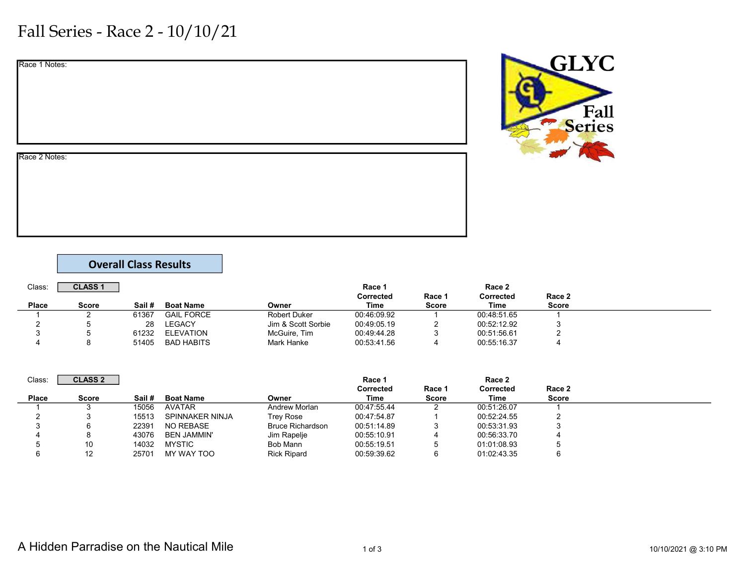# Fall Series - Race 2 - 10/10/21

Race 1 Notes:

Race 2 Notes:

## Overall Class Results

Class: **CLASS 1**

| Place | Score | Sail # | Boat Name | Owner | Race 1 Corrected Time | Race 1 Score | Race 2 Corrected Time | Race 2 Score |
|---|---|---|---|---|---|---|---|---|
| 1 | 2 | 61367 | GAIL FORCE | Robert Duker | 00:46:09.92 | 1 | 00:48:51.65 | 1 |
| 2 | 5 | 28 | LEGACY | Jim & Scott Sorbie | 00:49:05.19 | 2 | 00:52:12.92 | 3 |
| 3 | 5 | 61232 | ELEVATION | McGuire, Tim | 00:49:44.28 | 3 | 00:51:56.61 | 2 |
| 4 | 8 | 51405 | BAD HABITS | Mark Hanke | 00:53:41.56 | 4 | 00:55:16.37 | 4 |

Class: **CLASS 2**

| Place | Score | Sail # | Boat Name | Owner | Race 1 Corrected Time | Race 1 Score | Race 2 Corrected Time | Race 2 Score |
|---|---|---|---|---|---|---|---|---|
| 1 | 3 | 15056 | AVATAR | Andrew Morlan | 00:47:55.44 | 2 | 00:51:26.07 | 1 |
| 2 | 3 | 15513 | SPINNAKER NINJA | Trey Rose | 00:47:54.87 | 1 | 00:52:24.55 | 2 |
| 3 | 6 | 22391 | NO REBASE | Bruce Richardson | 00:51:14.89 | 3 | 00:53:31.93 | 3 |
| 4 | 8 | 43076 | BEN JAMMIN' | Jim Rapelje | 00:55:10.91 | 4 | 00:56:33.70 | 4 |
| 5 | 10 | 14032 | MYSTIC | Bob Mann | 00:55:19.51 | 5 | 01:01:08.93 | 5 |
| 6 | 12 | 25701 | MY WAY TOO | Rick Ripard | 00:59:39.62 | 6 | 01:02:43.35 | 6 |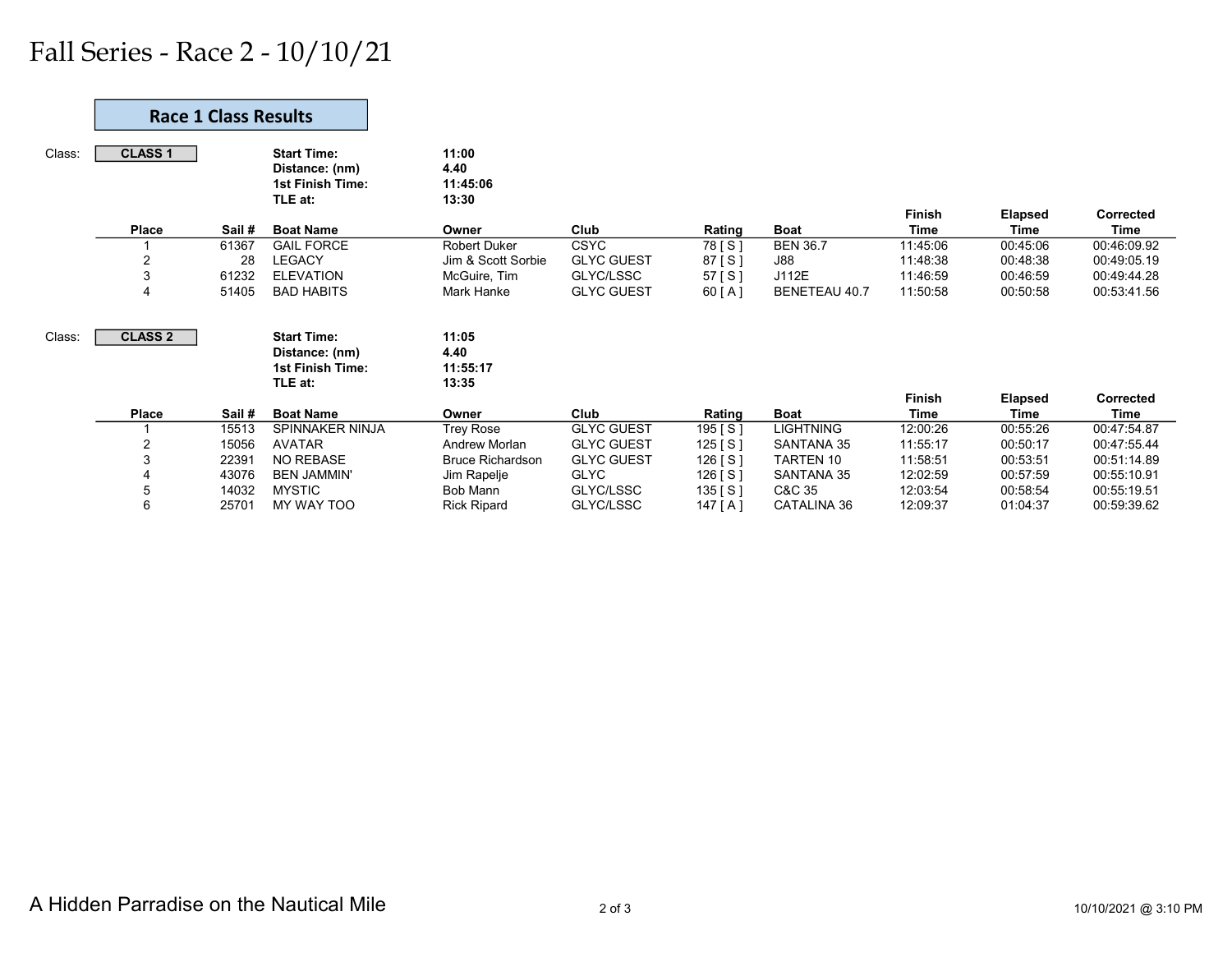# Fall Series - Race 2 - 10/10/21

## Race 1 Class Results

Class: **CLASS 1**

**Start Time:** **11:00**
**Distance: (nm)** **4.40**
**1st Finish Time:** **11:45:06**
**TLE at:** **13:30**

| Place | Sail # | Boat Name | Owner | Club | Rating | Boat | Finish Time | Elapsed Time | Corrected Time |
|---|---|---|---|---|---|---|---|---|---|
| 1 | 61367 | GAIL FORCE | Robert Duker | CSYC | 78 [ S ] | BEN 36.7 | 11:45:06 | 00:45:06 | 00:46:09.92 |
| 2 | 28 | LEGACY | Jim & Scott Sorbie | GLYC GUEST | 87 [ S ] | J88 | 11:48:38 | 00:48:38 | 00:49:05.19 |
| 3 | 61232 | ELEVATION | McGuire, Tim | GLYC/LSSC | 57 [ S ] | J112E | 11:46:59 | 00:46:59 | 00:49:44.28 |
| 4 | 51405 | BAD HABITS | Mark Hanke | GLYC GUEST | 60 [ A ] | BENETEAU 40.7 | 11:50:58 | 00:50:58 | 00:53:41.56 |

Class: **CLASS 2**

**Start Time:** **11:05**
**Distance: (nm)** **4.40**
**1st Finish Time:** **11:55:17**
**TLE at:** **13:35**

| Place | Sail # | Boat Name | Owner | Club | Rating | Boat | Finish Time | Elapsed Time | Corrected Time |
|---|---|---|---|---|---|---|---|---|---|
| 1 | 15513 | SPINNAKER NINJA | Trey Rose | GLYC GUEST | 195 [ S ] | LIGHTNING | 12:00:26 | 00:55:26 | 00:47:54.87 |
| 2 | 15056 | AVATAR | Andrew Morlan | GLYC GUEST | 125 [ S ] | SANTANA 35 | 11:55:17 | 00:50:17 | 00:47:55.44 |
| 3 | 22391 | NO REBASE | Bruce Richardson | GLYC GUEST | 126 [ S ] | TARTEN 10 | 11:58:51 | 00:53:51 | 00:51:14.89 |
| 4 | 43076 | BEN JAMMIN' | Jim Rapelje | GLYC | 126 [ S ] | SANTANA 35 | 12:02:59 | 00:57:59 | 00:55:10.91 |
| 5 | 14032 | MYSTIC | Bob Mann | GLYC/LSSC | 135 [ S ] | C&C 35 | 12:03:54 | 00:58:54 | 00:55:19.51 |
| 6 | 25701 | MY WAY TOO | Rick Ripard | GLYC/LSSC | 147 [ A ] | CATALINA 36 | 12:09:37 | 01:04:37 | 00:59:39.62 |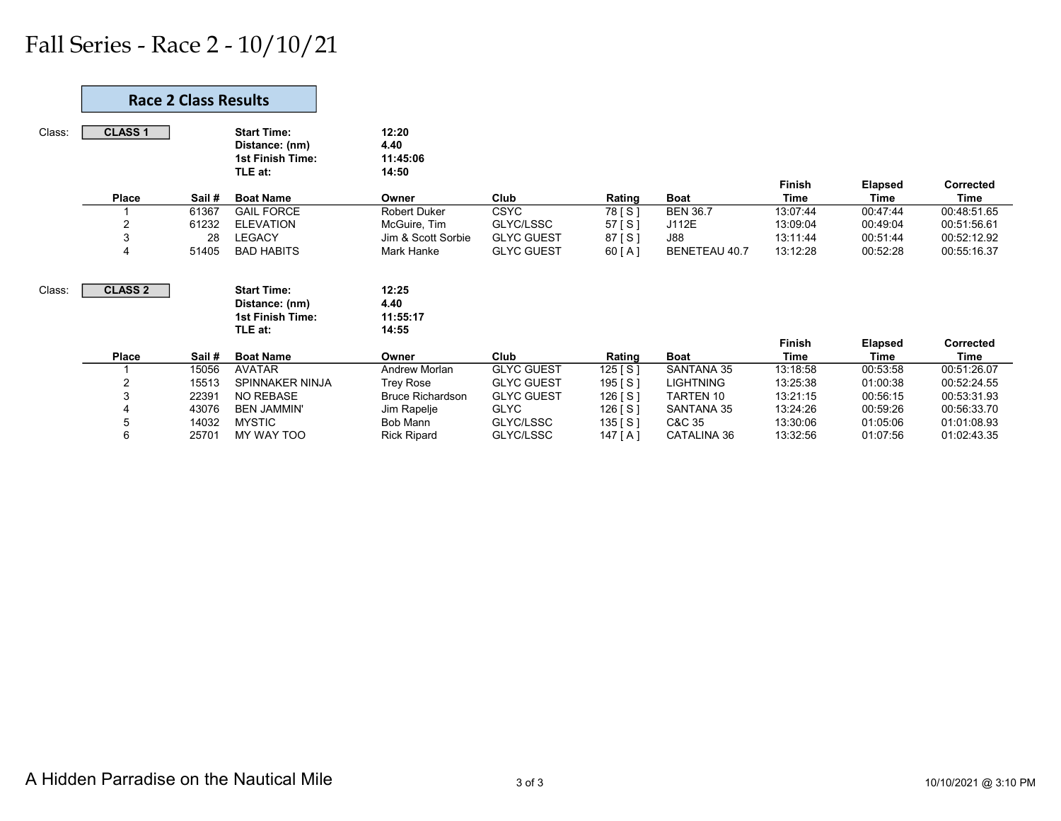# Fall Series - Race 2 - 10/10/21

## Race 2 Class Results

Class: **CLASS 1**

**Start Time:** 12:20
**Distance: (nm)** 4.40
**1st Finish Time:** 11:45:06
**TLE at:** 14:50

| Place | Sail # | Boat Name | Owner | Club | Rating | Boat | Finish Time | Elapsed Time | Corrected Time |
|---|---|---|---|---|---|---|---|---|---|
| 1 | 61367 | GAIL FORCE | Robert Duker | CSYC | 78 [ S ] | BEN 36.7 | 13:07:44 | 00:47:44 | 00:48:51.65 |
| 2 | 61232 | ELEVATION | McGuire, Tim | GLYC/LSSC | 57 [ S ] | J112E | 13:09:04 | 00:49:04 | 00:51:56.61 |
| 3 | 28 | LEGACY | Jim & Scott Sorbie | GLYC GUEST | 87 [ S ] | J88 | 13:11:44 | 00:51:44 | 00:52:12.92 |
| 4 | 51405 | BAD HABITS | Mark Hanke | GLYC GUEST | 60 [ A ] | BENETEAU 40.7 | 13:12:28 | 00:52:28 | 00:55:16.37 |

Class: **CLASS 2**

**Start Time:** 12:25
**Distance: (nm)** 4.40
**1st Finish Time:** 11:55:17
**TLE at:** 14:55

| Place | Sail # | Boat Name | Owner | Club | Rating | Boat | Finish Time | Elapsed Time | Corrected Time |
|---|---|---|---|---|---|---|---|---|---|
| 1 | 15056 | AVATAR | Andrew Morlan | GLYC GUEST | 125 [ S ] | SANTANA 35 | 13:18:58 | 00:53:58 | 00:51:26.07 |
| 2 | 15513 | SPINNAKER NINJA | Trey Rose | GLYC GUEST | 195 [ S ] | LIGHTNING | 13:25:38 | 01:00:38 | 00:52:24.55 |
| 3 | 22391 | NO REBASE | Bruce Richardson | GLYC GUEST | 126 [ S ] | TARTEN 10 | 13:21:15 | 00:56:15 | 00:53:31.93 |
| 4 | 43076 | BEN JAMMIN' | Jim Rapelje | GLYC | 126 [ S ] | SANTANA 35 | 13:24:26 | 00:59:26 | 00:56:33.70 |
| 5 | 14032 | MYSTIC | Bob Mann | GLYC/LSSC | 135 [ S ] | C&C 35 | 13:30:06 | 01:05:06 | 01:01:08.93 |
| 6 | 25701 | MY WAY TOO | Rick Ripard | GLYC/LSSC | 147 [ A ] | CATALINA 36 | 13:32:56 | 01:07:56 | 01:02:43.35 |

A Hidden Parradise on the Nautical Mile

10/10/2021 @ 3:10 PM